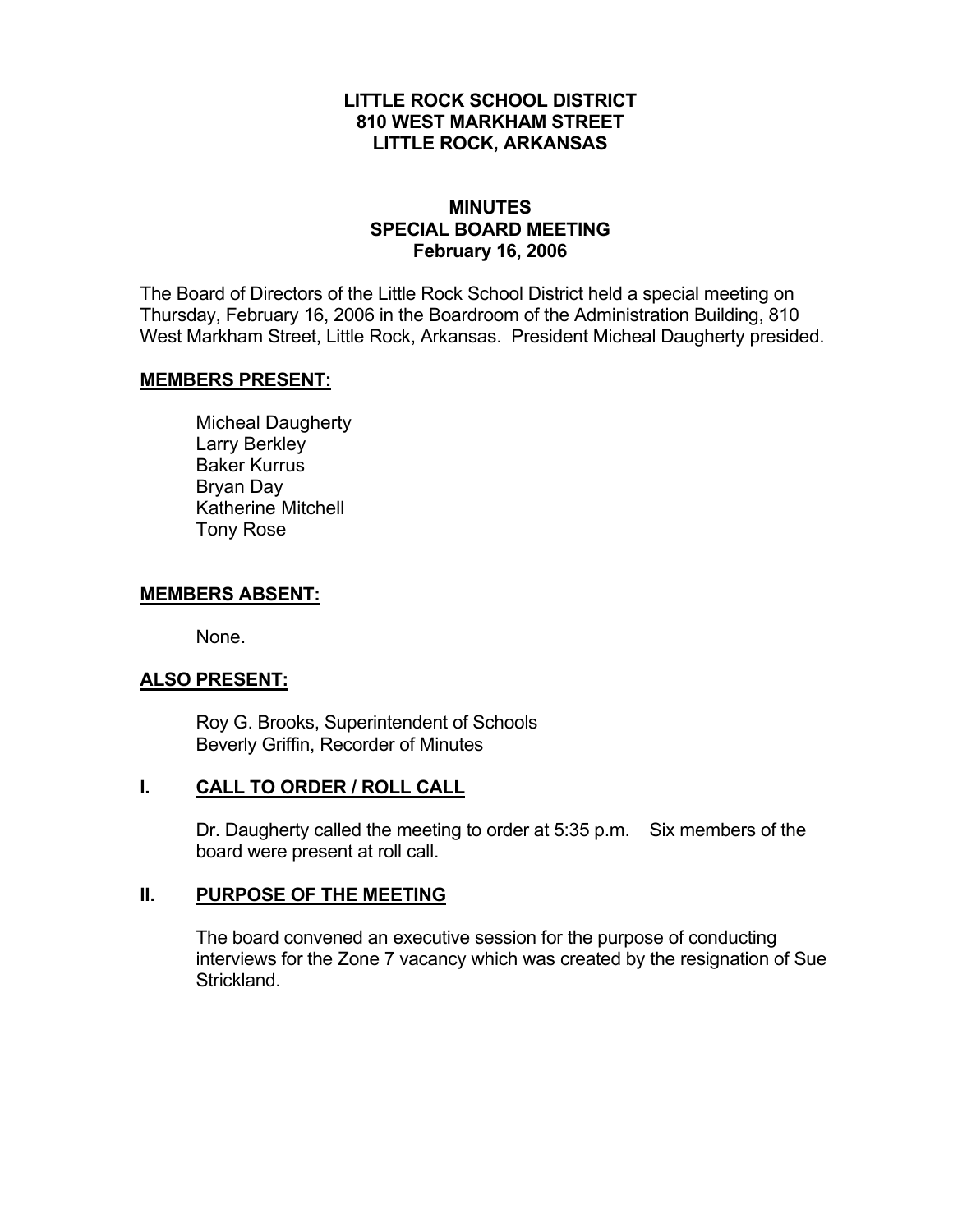**LITTLE ROCK SCHOOL DISTRICT**
**810 WEST MARKHAM STREET**
**LITTLE ROCK, ARKANSAS**

# MINUTES
## SPECIAL BOARD MEETING
### February 16, 2006

The Board of Directors of the Little Rock School District held a special meeting on Thursday, February 16, 2006 in the Boardroom of the Administration Building, 810 West Markham Street, Little Rock, Arkansas. President Micheal Daugherty presided.

**MEMBERS PRESENT:**

Micheal Daugherty
Larry Berkley
Baker Kurrus
Bryan Day
Katherine Mitchell
Tony Rose

**MEMBERS ABSENT:**

None.

**ALSO PRESENT:**

Roy G. Brooks, Superintendent of Schools
Beverly Griffin, Recorder of Minutes

## I. CALL TO ORDER / ROLL CALL

Dr. Daugherty called the meeting to order at 5:35 p.m. Six members of the board were present at roll call.

## II. PURPOSE OF THE MEETING

The board convened an executive session for the purpose of conducting interviews for the Zone 7 vacancy which was created by the resignation of Sue Strickland.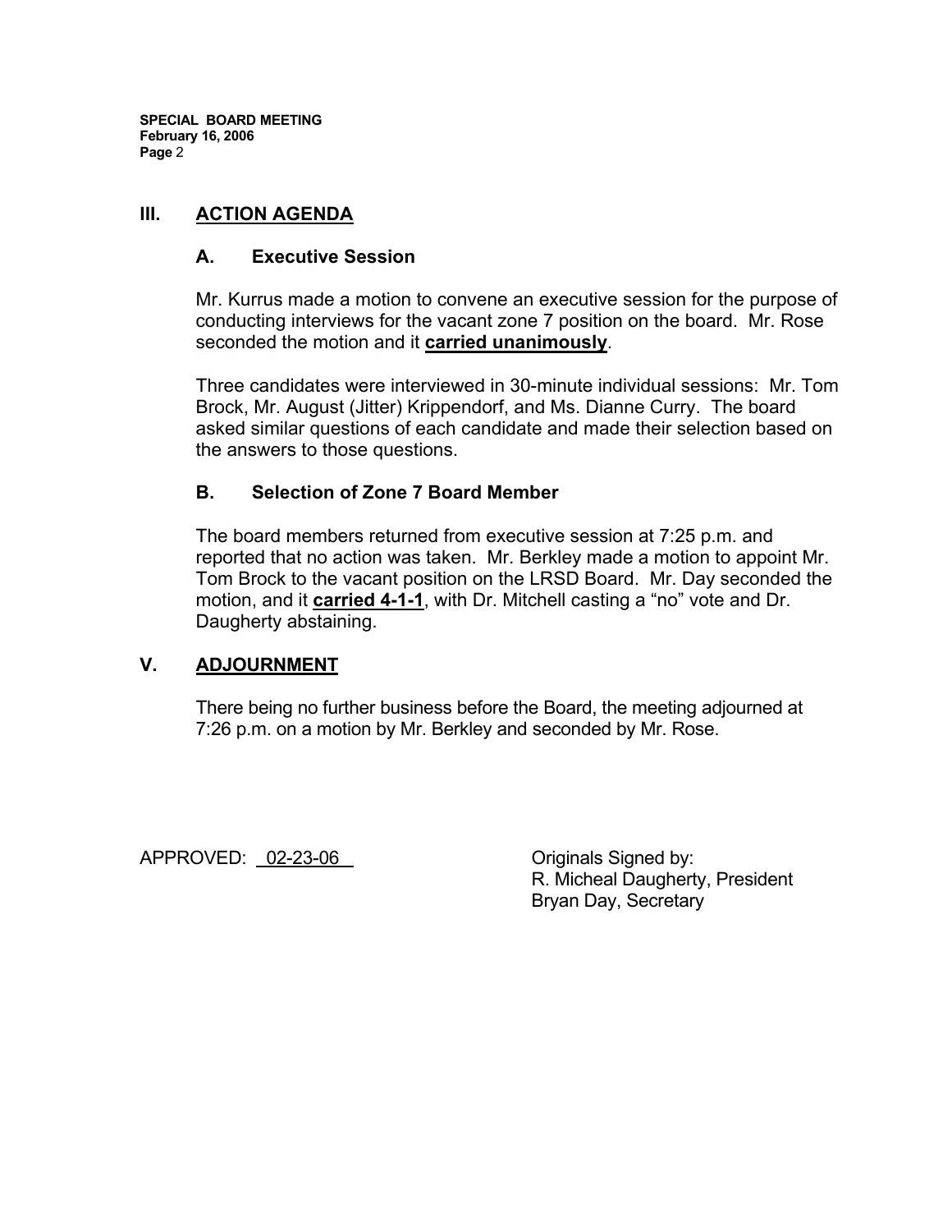## III. ACTION AGENDA

### A. Executive Session

Mr. Kurrus made a motion to convene an executive session for the purpose of conducting interviews for the vacant zone 7 position on the board. Mr. Rose seconded the motion and it **carried unanimously**.

Three candidates were interviewed in 30-minute individual sessions: Mr. Tom Brock, Mr. August (Jitter) Krippendorf, and Ms. Dianne Curry. The board asked similar questions of each candidate and made their selection based on the answers to those questions.

### B. Selection of Zone 7 Board Member

The board members returned from executive session at 7:25 p.m. and reported that no action was taken. Mr. Berkley made a motion to appoint Mr. Tom Brock to the vacant position on the LRSD Board. Mr. Day seconded the motion, and it **carried 4-1-1**, with Dr. Mitchell casting a "no" vote and Dr. Daugherty abstaining.

## V. ADJOURNMENT

There being no further business before the Board, the meeting adjourned at 7:26 p.m. on a motion by Mr. Berkley and seconded by Mr. Rose.

APPROVED: 02-23-06

Originals Signed by:
R. Micheal Daugherty, President
Bryan Day, Secretary